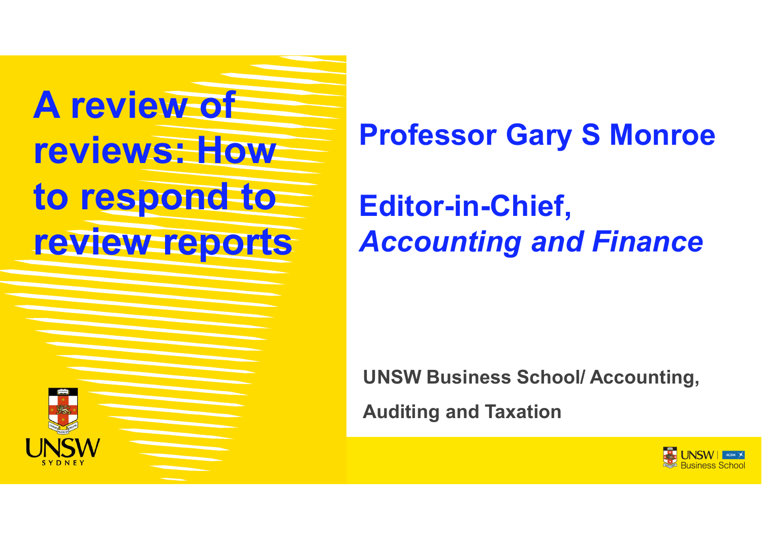# A review of reviews: How to respond to review reports

**Professor Gary S Monroe**

**Editor-in-Chief, *Accounting and Finance***

**UNSW Business School/ Accounting, Auditing and Taxation**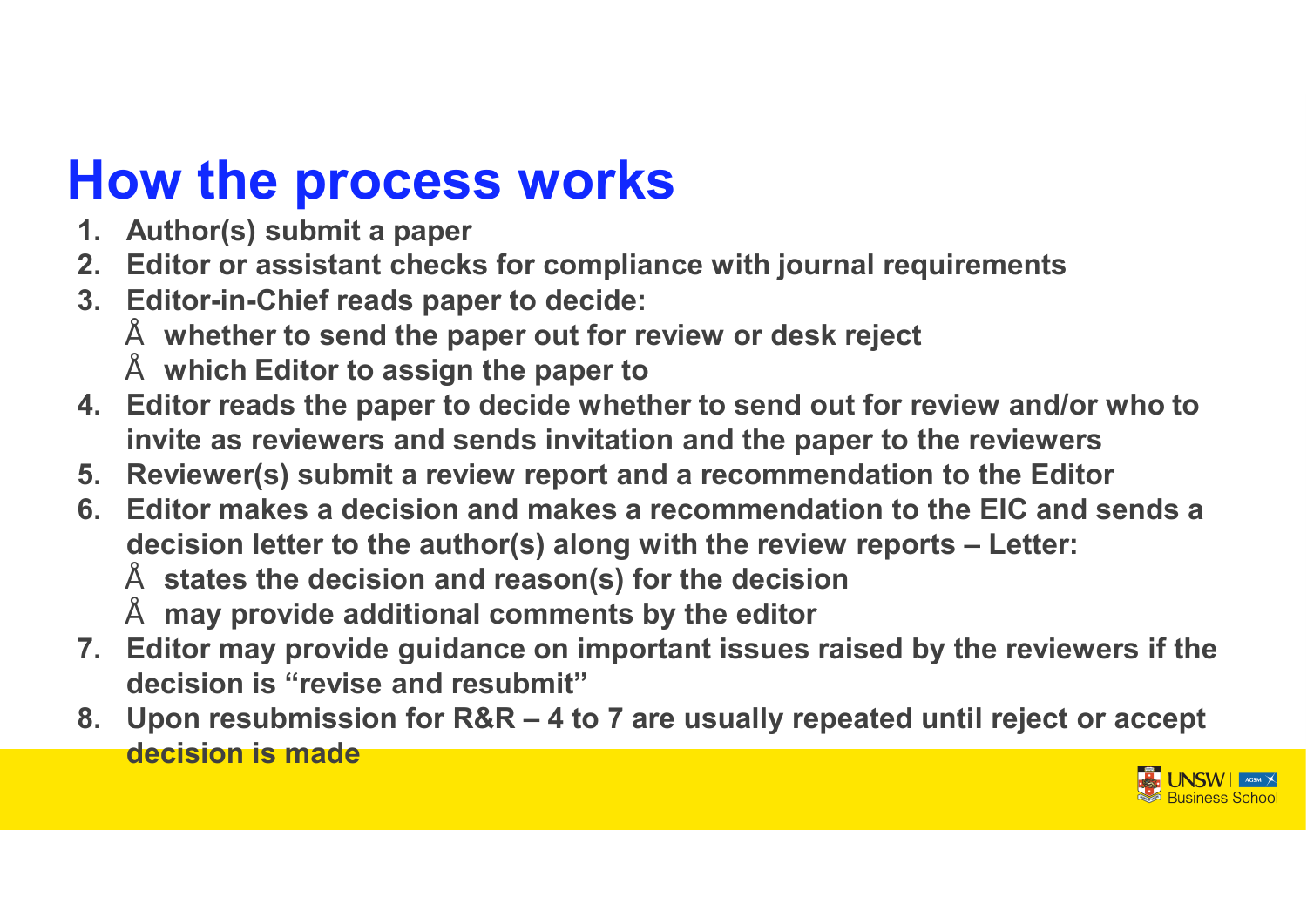# How the process works

1. **Author(s) submit a paper**
2. **Editor or assistant checks for compliance with journal requirements**
3. **Editor-in-Chief reads paper to decide:**
   - **whether to send the paper out for review or desk reject**
   - **which Editor to assign the paper to**
4. **Editor reads the paper to decide whether to send out for review and/or who to invite as reviewers and sends invitation and the paper to the reviewers**
5. **Reviewer(s) submit a review report and a recommendation to the Editor**
6. **Editor makes a decision and makes a recommendation to the EIC and sends a decision letter to the author(s) along with the review reports – Letter:**
   - **states the decision and reason(s) for the decision**
   - **may provide additional comments by the editor**
7. **Editor may provide guidance on important issues raised by the reviewers if the decision is "revise and resubmit"**
8. **Upon resubmission for R&R – 4 to 7 are usually repeated until reject or accept decision is made**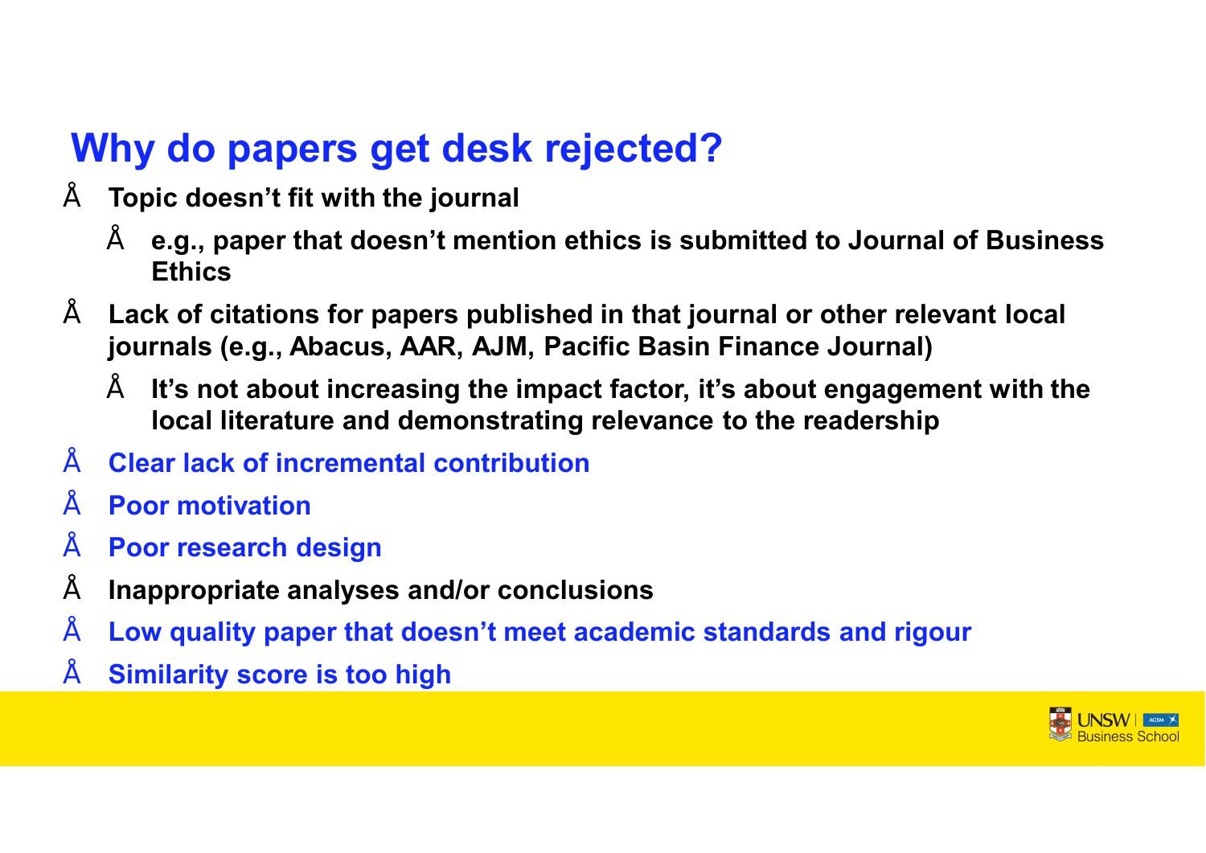# Why do papers get desk rejected?

- Topic doesn't fit with the journal
  - e.g., paper that doesn't mention ethics is submitted to Journal of Business Ethics
- Lack of citations for papers published in that journal or other relevant local journals (e.g., Abacus, AAR, AJM, Pacific Basin Finance Journal)
  - It's not about increasing the impact factor, it's about engagement with the local literature and demonstrating relevance to the readership
- Clear lack of incremental contribution
- Poor motivation
- Poor research design
- Inappropriate analyses and/or conclusions
- Low quality paper that doesn't meet academic standards and rigour
- Similarity score is too high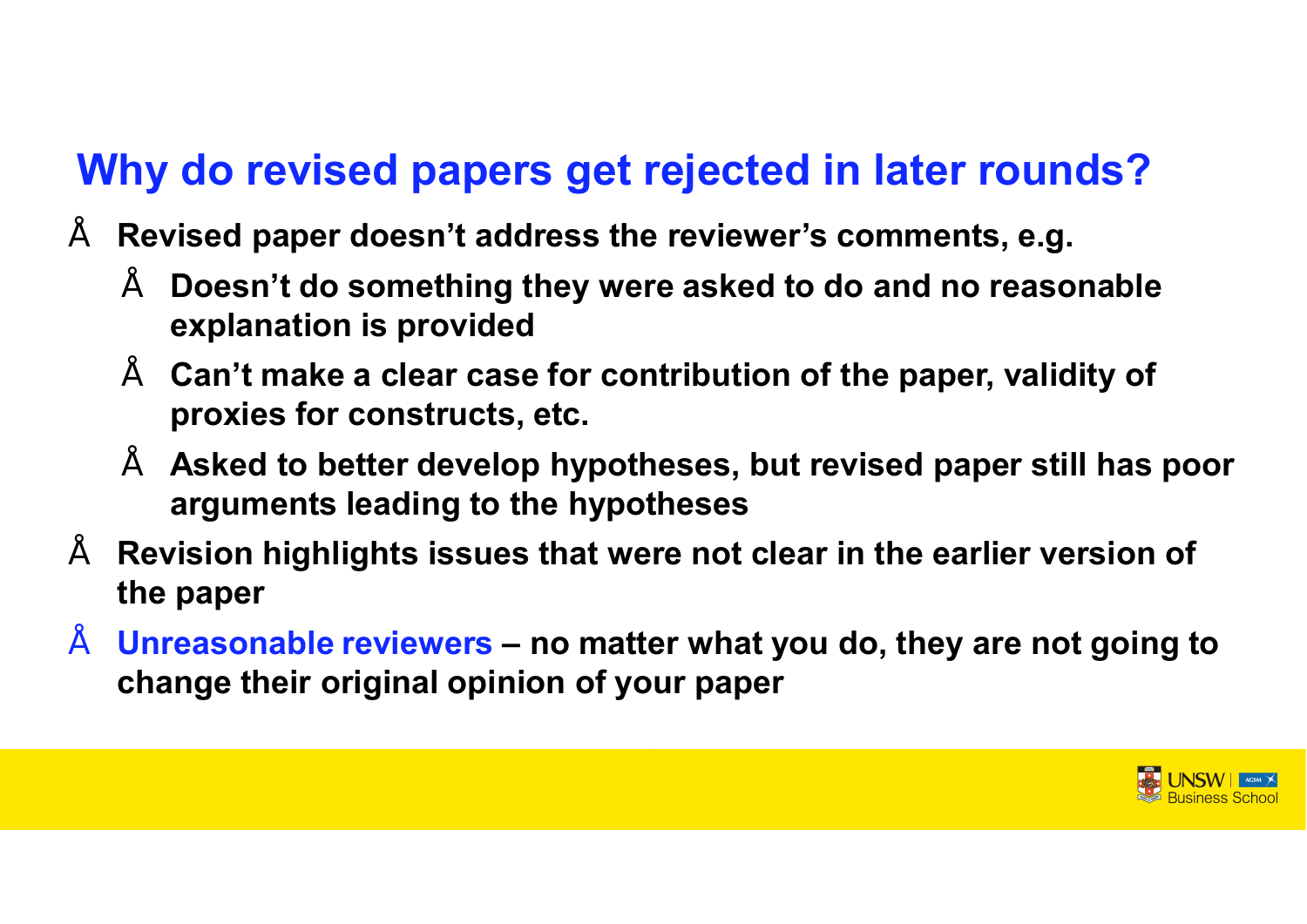## Why do revised papers get rejected in later rounds?

- **Revised paper doesn't address the reviewer's comments, e.g.**
  - **Doesn't do something they were asked to do and no reasonable explanation is provided**
  - **Can't make a clear case for contribution of the paper, validity of proxies for constructs, etc.**
  - **Asked to better develop hypotheses, but revised paper still has poor arguments leading to the hypotheses**
- **Revision highlights issues that were not clear in the earlier version of the paper**
- **Unreasonable reviewers – no matter what you do, they are not going to change their original opinion of your paper**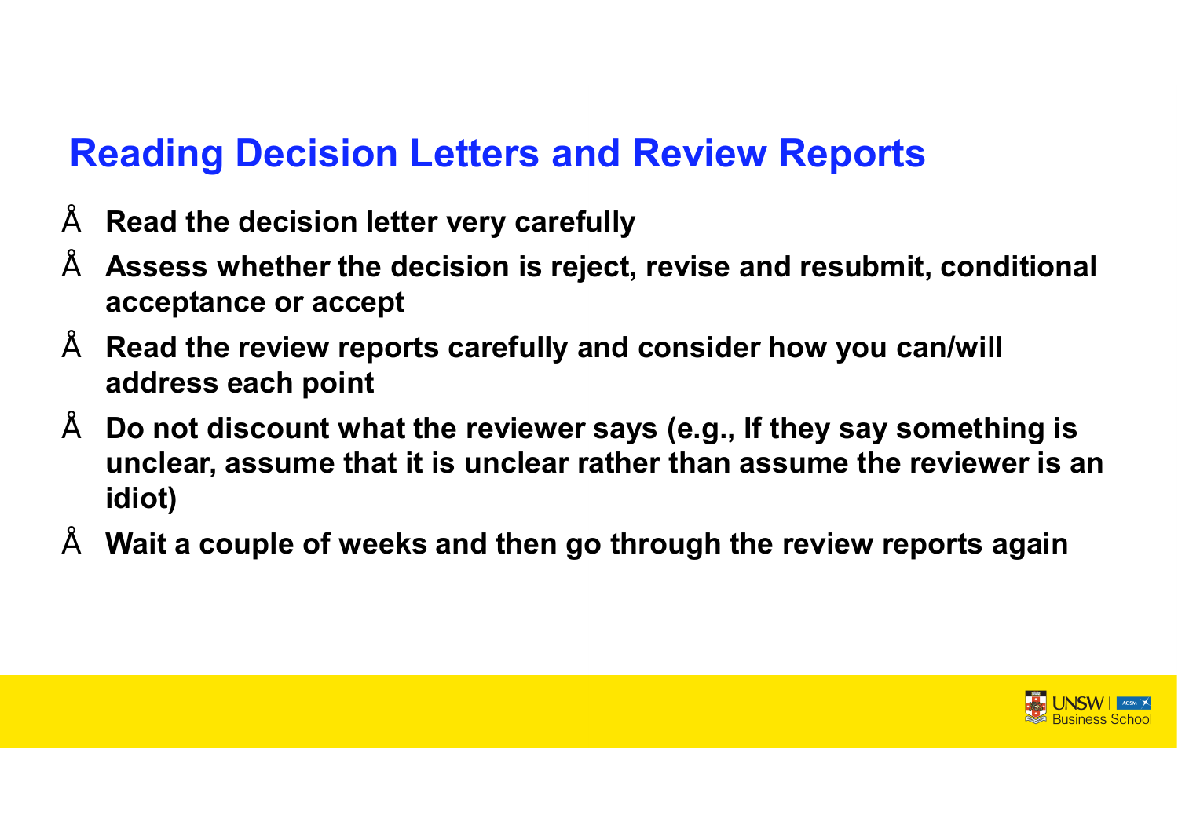## Reading Decision Letters and Review Reports

- **Read the decision letter very carefully**
- **Assess whether the decision is reject, revise and resubmit, conditional acceptance or accept**
- **Read the review reports carefully and consider how you can/will address each point**
- **Do not discount what the reviewer says (e.g., If they say something is unclear, assume that it is unclear rather than assume the reviewer is an idiot)**
- **Wait a couple of weeks and then go through the review reports again**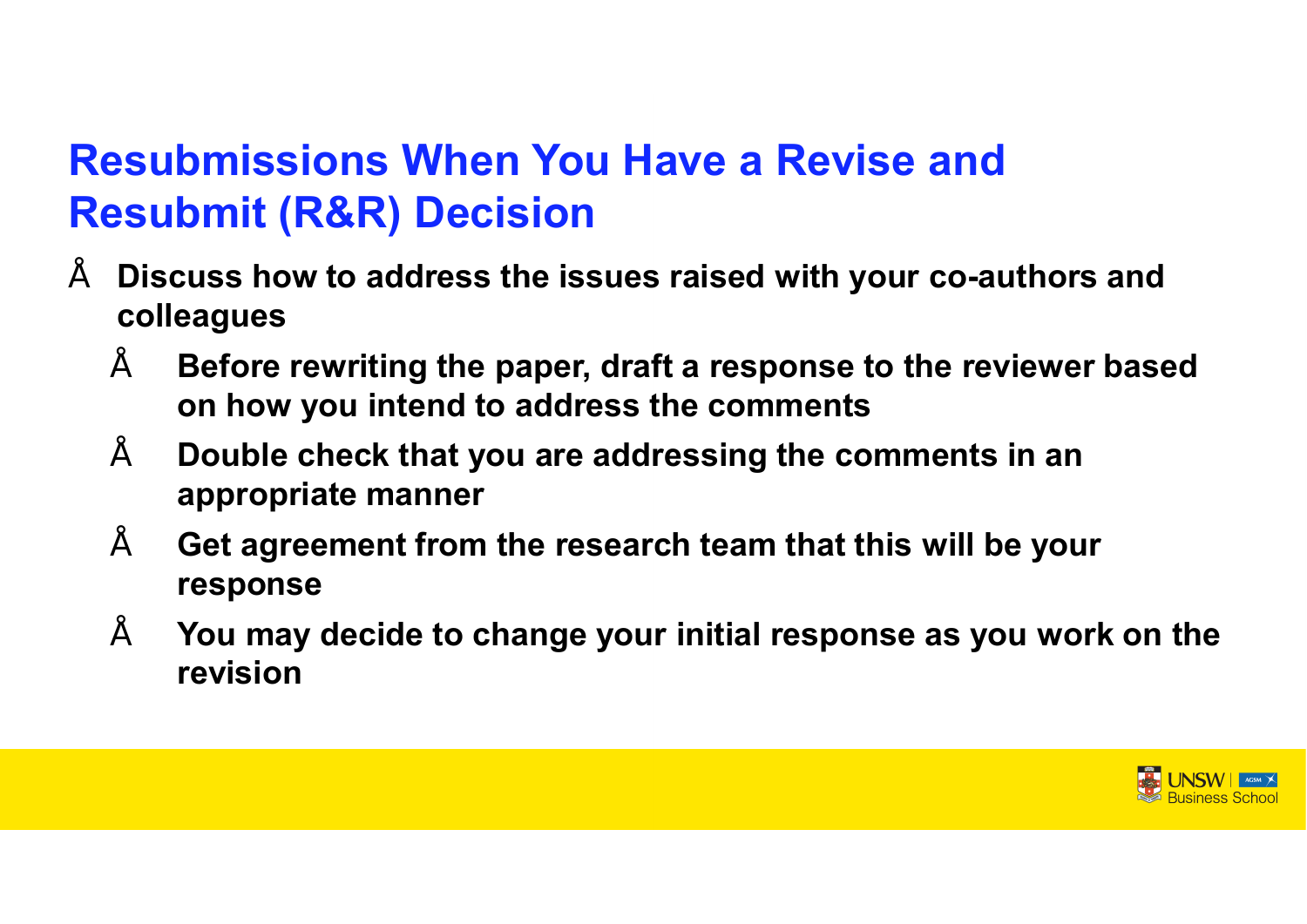# Resubmissions When You Have a Revise and Resubmit (R&R) Decision

- **Discuss how to address the issues raised with your co-authors and colleagues**
  - **Before rewriting the paper, draft a response to the reviewer based on how you intend to address the comments**
  - **Double check that you are addressing the comments in an appropriate manner**
  - **Get agreement from the research team that this will be your response**
  - **You may decide to change your initial response as you work on the revision**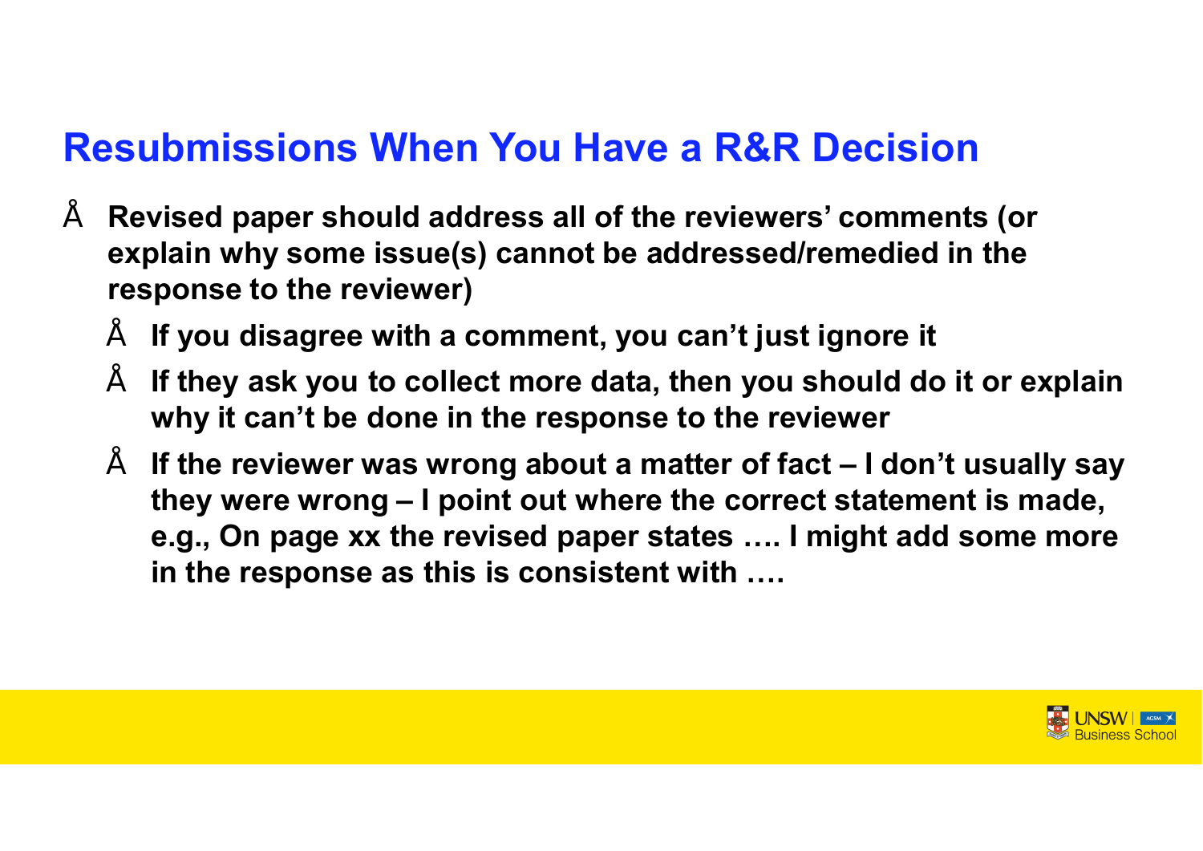## Resubmissions When You Have a R&R Decision

- **Revised paper should address all of the reviewers' comments (or explain why some issue(s) cannot be addressed/remedied in the response to the reviewer)**
  - **If you disagree with a comment, you can't just ignore it**
  - **If they ask you to collect more data, then you should do it or explain why it can't be done in the response to the reviewer**
  - **If the reviewer was wrong about a matter of fact – I don't usually say they were wrong – I point out where the correct statement is made, e.g., On page xx the revised paper states …. I might add some more in the response as this is consistent with ….**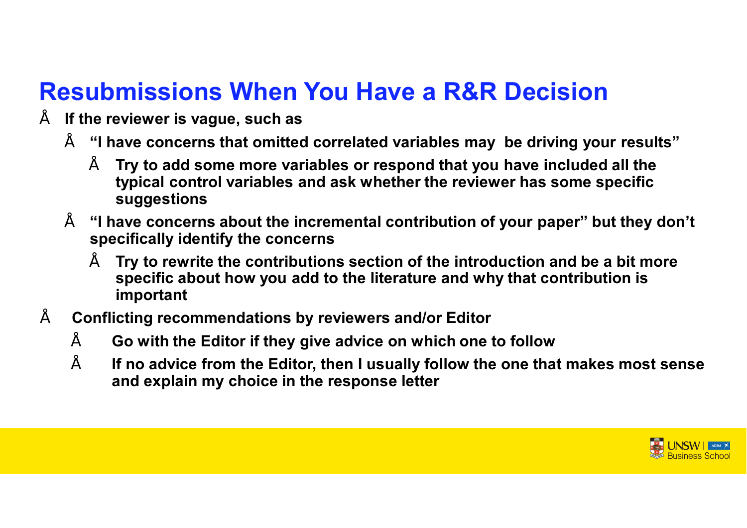# Resubmissions When You Have a R&R Decision

- **If the reviewer is vague, such as**
  - **"I have concerns that omitted correlated variables may be driving your results"**
    - **Try to add some more variables or respond that you have included all the typical control variables and ask whether the reviewer has some specific suggestions**
  - **"I have concerns about the incremental contribution of your paper" but they don't specifically identify the concerns**
    - **Try to rewrite the contributions section of the introduction and be a bit more specific about how you add to the literature and why that contribution is important**
- **Conflicting recommendations by reviewers and/or Editor**
  - **Go with the Editor if they give advice on which one to follow**
  - **If no advice from the Editor, then I usually follow the one that makes most sense and explain my choice in the response letter**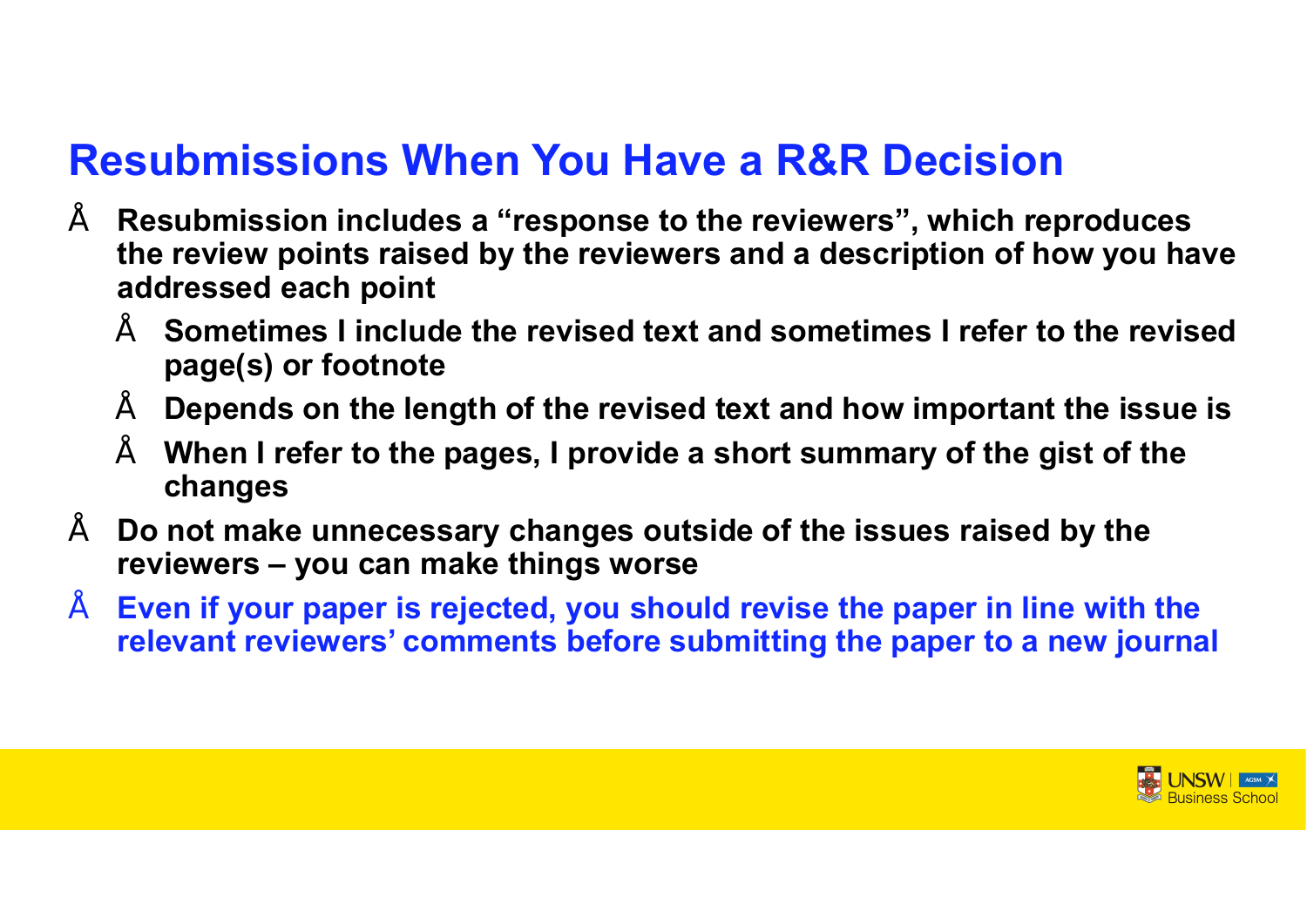## Resubmissions When You Have a R&R Decision

- **Resubmission includes a "response to the reviewers", which reproduces the review points raised by the reviewers and a description of how you have addressed each point**
  - **Sometimes I include the revised text and sometimes I refer to the revised page(s) or footnote**
  - **Depends on the length of the revised text and how important the issue is**
  - **When I refer to the pages, I provide a short summary of the gist of the changes**
- **Do not make unnecessary changes outside of the issues raised by the reviewers – you can make things worse**
- **Even if your paper is rejected, you should revise the paper in line with the relevant reviewers' comments before submitting the paper to a new journal**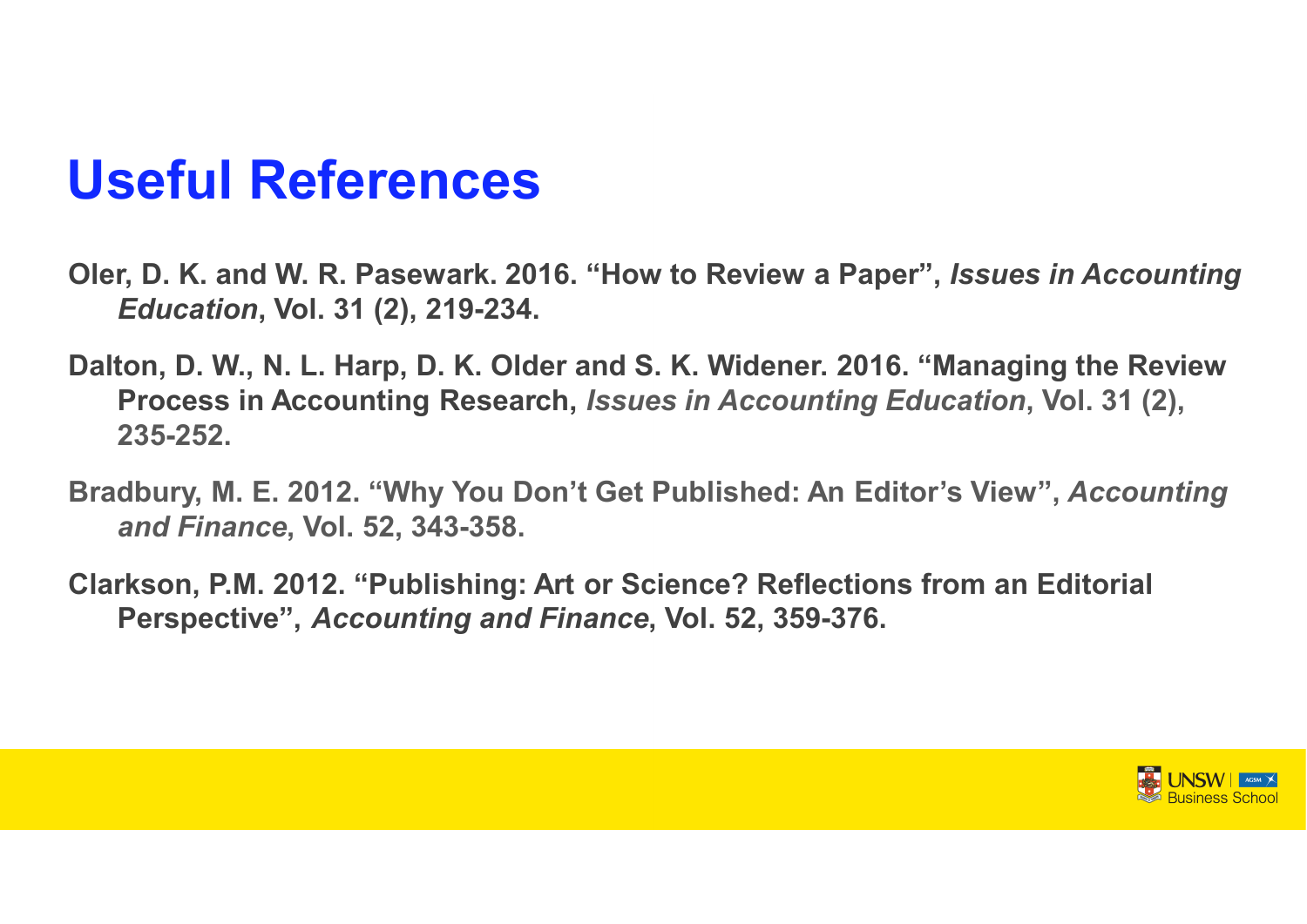# Useful References

Oler, D. K. and W. R. Pasewark. 2016. "How to Review a Paper", *Issues in Accounting Education*, Vol. 31 (2), 219-234.

Dalton, D. W., N. L. Harp, D. K. Older and S. K. Widener. 2016. "Managing the Review Process in Accounting Research, *Issues in Accounting Education*, Vol. 31 (2), 235-252.

Bradbury, M. E. 2012. "Why You Don't Get Published: An Editor's View", *Accounting and Finance*, Vol. 52, 343-358.

Clarkson, P.M. 2012. "Publishing: Art or Science? Reflections from an Editorial Perspective", *Accounting and Finance*, Vol. 52, 359-376.